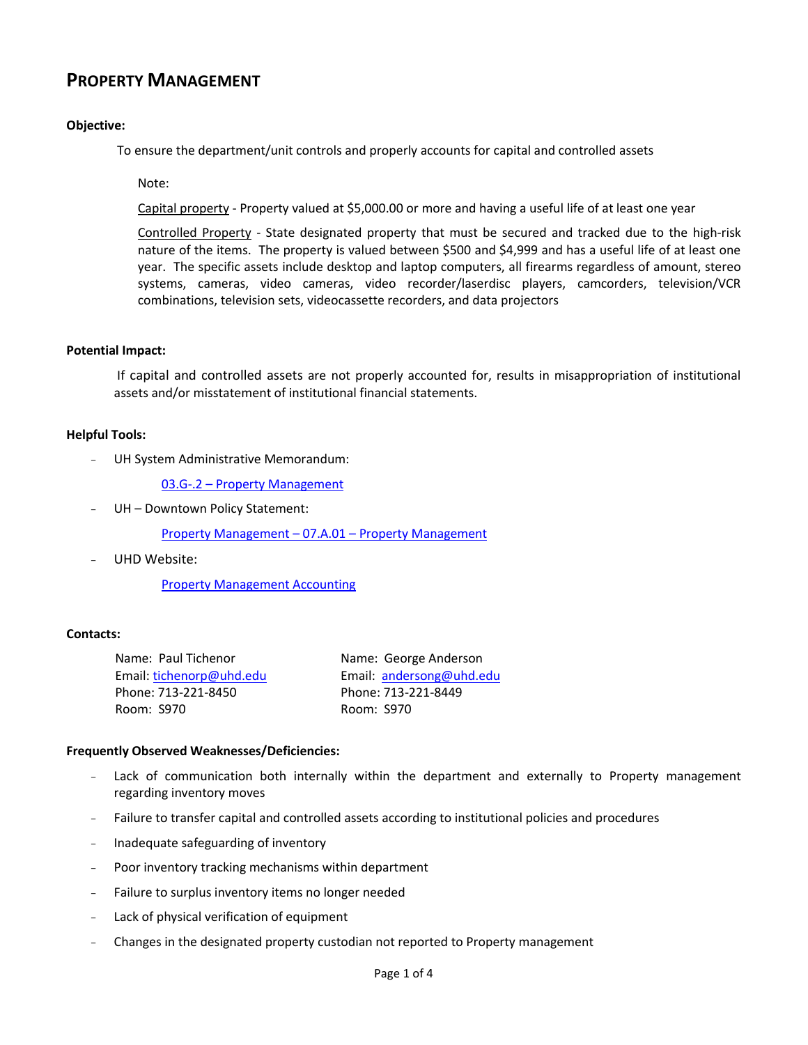# PROPERTY MANAGEMENT

**Objective:**

To ensure the department/unit controls and properly accounts for capital and controlled assets

Note:

Capital property - Property valued at $5,000.00 or more and having a useful life of at least one year

Controlled Property - State designated property that must be secured and tracked due to the high-risk nature of the items. The property is valued between $500 and $4,999 and has a useful life of at least one year. The specific assets include desktop and laptop computers, all firearms regardless of amount, stereo systems, cameras, video cameras, video recorder/laserdisc players, camcorders, television/VCR combinations, television sets, videocassette recorders, and data projectors

**Potential Impact:**

If capital and controlled assets are not properly accounted for, results in misappropriation of institutional assets and/or misstatement of institutional financial statements.

**Helpful Tools:**

- UH System Administrative Memorandum:

  03.G-.2 – Property Management

- UH – Downtown Policy Statement:

  Property Management – 07.A.01 – Property Management

- UHD Website:

  Property Management Accounting

**Contacts:**

Name: Paul Tichenor
Email: tichenorp@uhd.edu
Phone: 713-221-8450
Room: S970

Name: George Anderson
Email: andersong@uhd.edu
Phone: 713-221-8449
Room: S970

**Frequently Observed Weaknesses/Deficiencies:**

- Lack of communication both internally within the department and externally to Property management regarding inventory moves
- Failure to transfer capital and controlled assets according to institutional policies and procedures
- Inadequate safeguarding of inventory
- Poor inventory tracking mechanisms within department
- Failure to surplus inventory items no longer needed
- Lack of physical verification of equipment
- Changes in the designated property custodian not reported to Property management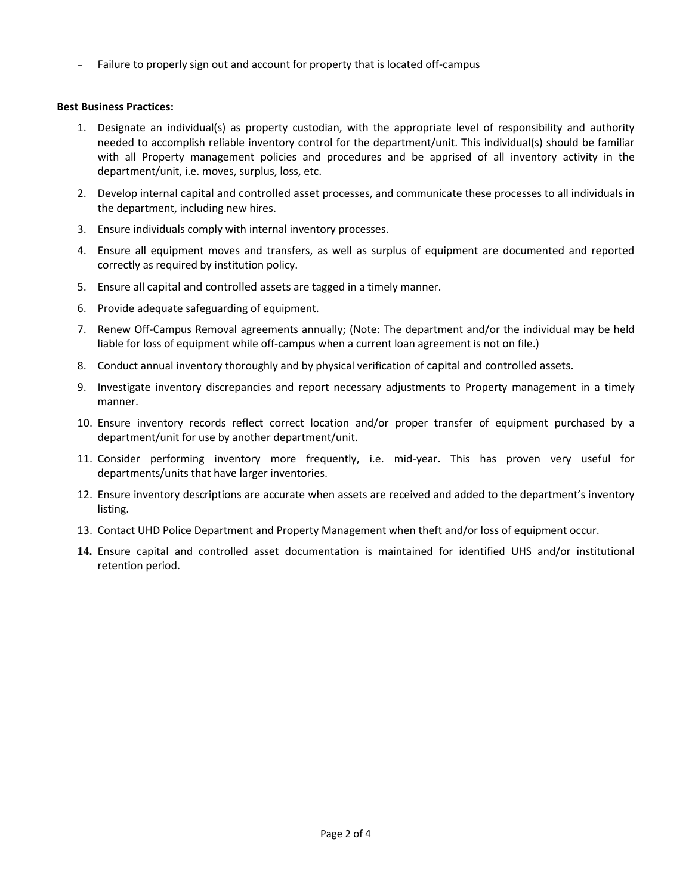- Failure to properly sign out and account for property that is located off-campus

**Best Business Practices:**

1. Designate an individual(s) as property custodian, with the appropriate level of responsibility and authority needed to accomplish reliable inventory control for the department/unit. This individual(s) should be familiar with all Property management policies and procedures and be apprised of all inventory activity in the department/unit, i.e. moves, surplus, loss, etc.
2. Develop internal capital and controlled asset processes, and communicate these processes to all individuals in the department, including new hires.
3. Ensure individuals comply with internal inventory processes.
4. Ensure all equipment moves and transfers, as well as surplus of equipment are documented and reported correctly as required by institution policy.
5. Ensure all capital and controlled assets are tagged in a timely manner.
6. Provide adequate safeguarding of equipment.
7. Renew Off-Campus Removal agreements annually; (Note: The department and/or the individual may be held liable for loss of equipment while off-campus when a current loan agreement is not on file.)
8. Conduct annual inventory thoroughly and by physical verification of capital and controlled assets.
9. Investigate inventory discrepancies and report necessary adjustments to Property management in a timely manner.
10. Ensure inventory records reflect correct location and/or proper transfer of equipment purchased by a department/unit for use by another department/unit.
11. Consider performing inventory more frequently, i.e. mid-year. This has proven very useful for departments/units that have larger inventories.
12. Ensure inventory descriptions are accurate when assets are received and added to the department's inventory listing.
13. Contact UHD Police Department and Property Management when theft and/or loss of equipment occur.
14. Ensure capital and controlled asset documentation is maintained for identified UHS and/or institutional retention period.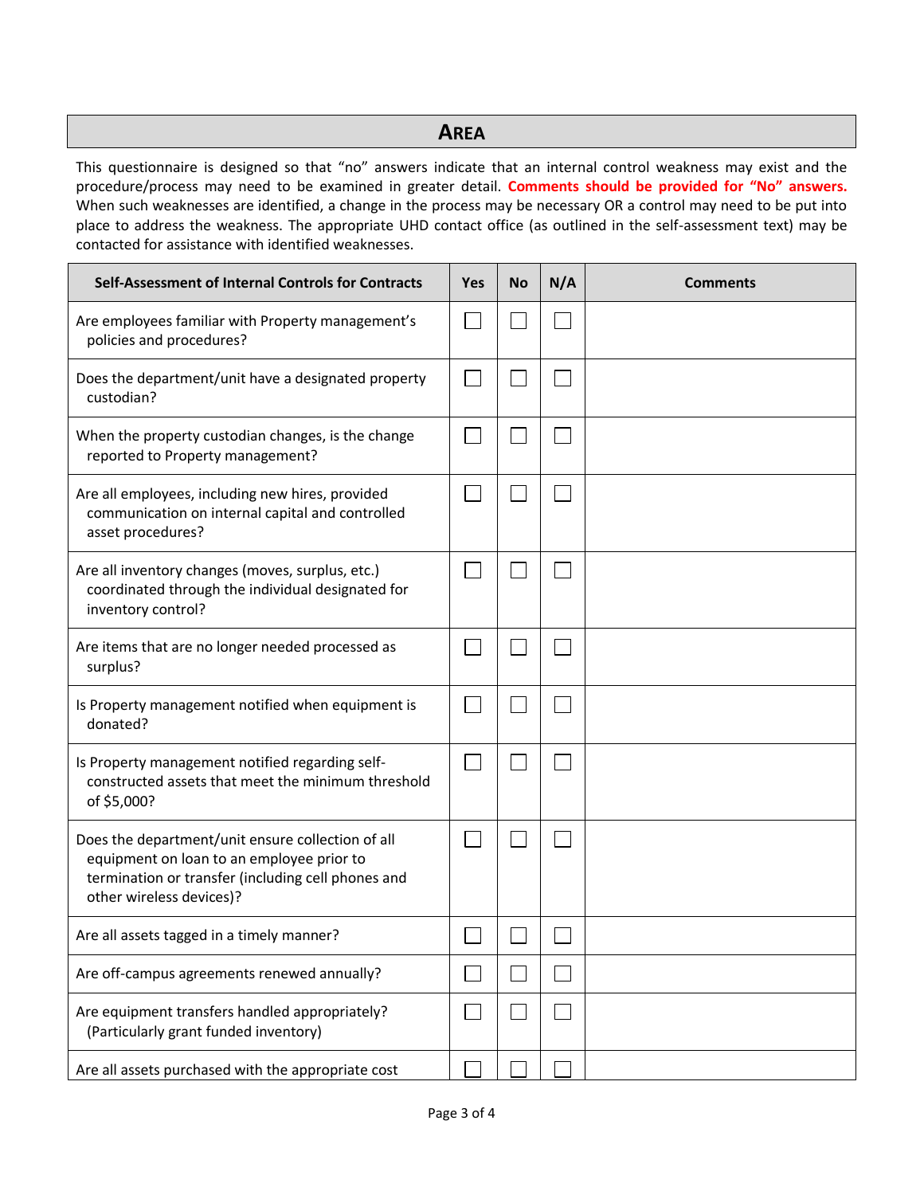## AREA

This questionnaire is designed so that "no" answers indicate that an internal control weakness may exist and the procedure/process may need to be examined in greater detail. **Comments should be provided for "No" answers.** When such weaknesses are identified, a change in the process may be necessary OR a control may need to be put into place to address the weakness. The appropriate UHD contact office (as outlined in the self-assessment text) may be contacted for assistance with identified weaknesses.

| Self-Assessment of Internal Controls for Contracts | Yes | No | N/A | Comments |
|---|---|---|---|---|
| Are employees familiar with Property management's policies and procedures? | ☐ | ☐ | ☐ | |
| Does the department/unit have a designated property custodian? | ☐ | ☐ | ☐ | |
| When the property custodian changes, is the change reported to Property management? | ☐ | ☐ | ☐ | |
| Are all employees, including new hires, provided communication on internal capital and controlled asset procedures? | ☐ | ☐ | ☐ | |
| Are all inventory changes (moves, surplus, etc.) coordinated through the individual designated for inventory control? | ☐ | ☐ | ☐ | |
| Are items that are no longer needed processed as surplus? | ☐ | ☐ | ☐ | |
| Is Property management notified when equipment is donated? | ☐ | ☐ | ☐ | |
| Is Property management notified regarding self-constructed assets that meet the minimum threshold of $5,000? | ☐ | ☐ | ☐ | |
| Does the department/unit ensure collection of all equipment on loan to an employee prior to termination or transfer (including cell phones and other wireless devices)? | ☐ | ☐ | ☐ | |
| Are all assets tagged in a timely manner? | ☐ | ☐ | ☐ | |
| Are off-campus agreements renewed annually? | ☐ | ☐ | ☐ | |
| Are equipment transfers handled appropriately? (Particularly grant funded inventory) | ☐ | ☐ | ☐ | |
| Are all assets purchased with the appropriate cost | ☐ | ☐ | ☐ | |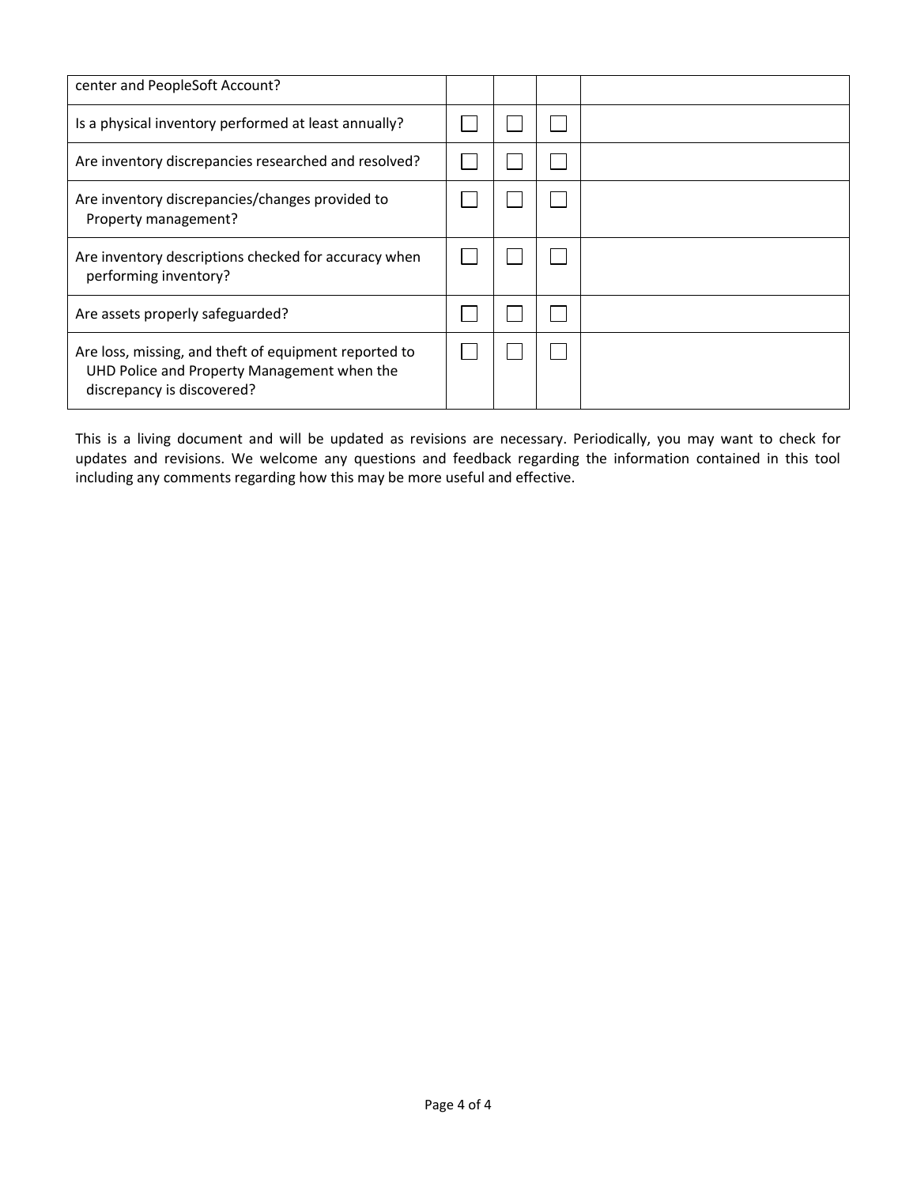| | | | | |
|---|---|---|---|---|
| center and PeopleSoft Account? | | | | |
| Is a physical inventory performed at least annually? | ☐ | ☐ | ☐ | |
| Are inventory discrepancies researched and resolved? | ☐ | ☐ | ☐ | |
| Are inventory discrepancies/changes provided to Property management? | ☐ | ☐ | ☐ | |
| Are inventory descriptions checked for accuracy when performing inventory? | ☐ | ☐ | ☐ | |
| Are assets properly safeguarded? | ☐ | ☐ | ☐ | |
| Are loss, missing, and theft of equipment reported to UHD Police and Property Management when the discrepancy is discovered? | ☐ | ☐ | ☐ | |

This is a living document and will be updated as revisions are necessary. Periodically, you may want to check for updates and revisions. We welcome any questions and feedback regarding the information contained in this tool including any comments regarding how this may be more useful and effective.